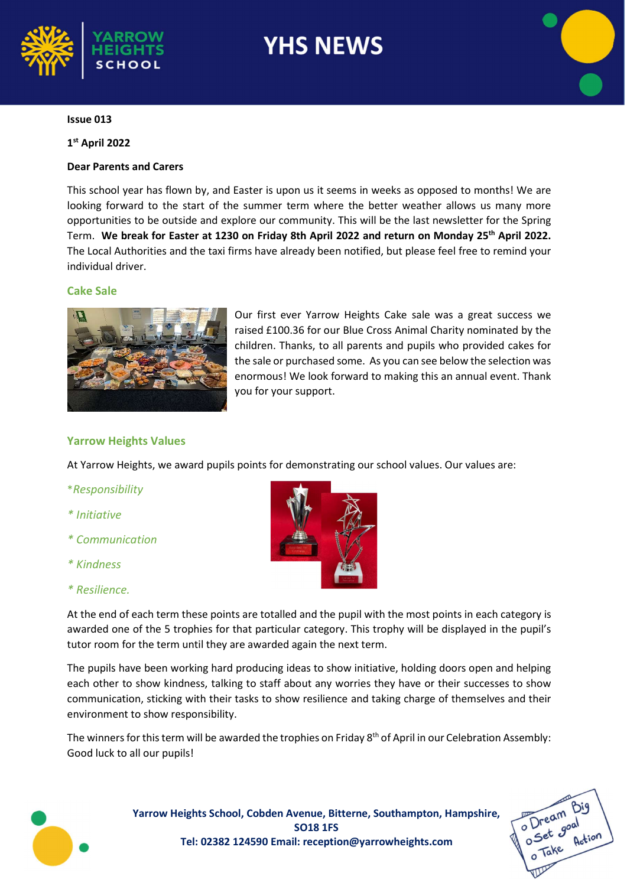# YHS NEWS

**Issue 013**

**1st April 2022**

**Dear Parents and Carers**

This school year has flown by, and Easter is upon us it seems in weeks as opposed to months! We are looking forward to the start of the summer term where the better weather allows us many more opportunities to be outside and explore our community. This will be the last newsletter for the Spring Term. **We break for Easter at 1230 on Friday 8th April 2022 and return on Monday 25th April 2022.** The Local Authorities and the taxi firms have already been notified, but please feel free to remind your individual driver.

## Cake Sale

Our first ever Yarrow Heights Cake sale was a great success we raised £100.36 for our Blue Cross Animal Charity nominated by the children. Thanks, to all parents and pupils who provided cakes for the sale or purchased some. As you can see below the selection was enormous! We look forward to making this an annual event. Thank you for your support.

## Yarrow Heights Values

At Yarrow Heights, we award pupils points for demonstrating our school values. Our values are:

*\*Responsibility*

*\* Initiative*

*\* Communication*

*\* Kindness*

*\* Resilience.*

At the end of each term these points are totalled and the pupil with the most points in each category is awarded one of the 5 trophies for that particular category. This trophy will be displayed in the pupil's tutor room for the term until they are awarded again the next term.

The pupils have been working hard producing ideas to show initiative, holding doors open and helping each other to show kindness, talking to staff about any worries they have or their successes to show communication, sticking with their tasks to show resilience and taking charge of themselves and their environment to show responsibility.

The winners for this term will be awarded the trophies on Friday 8th of April in our Celebration Assembly: Good luck to all our pupils!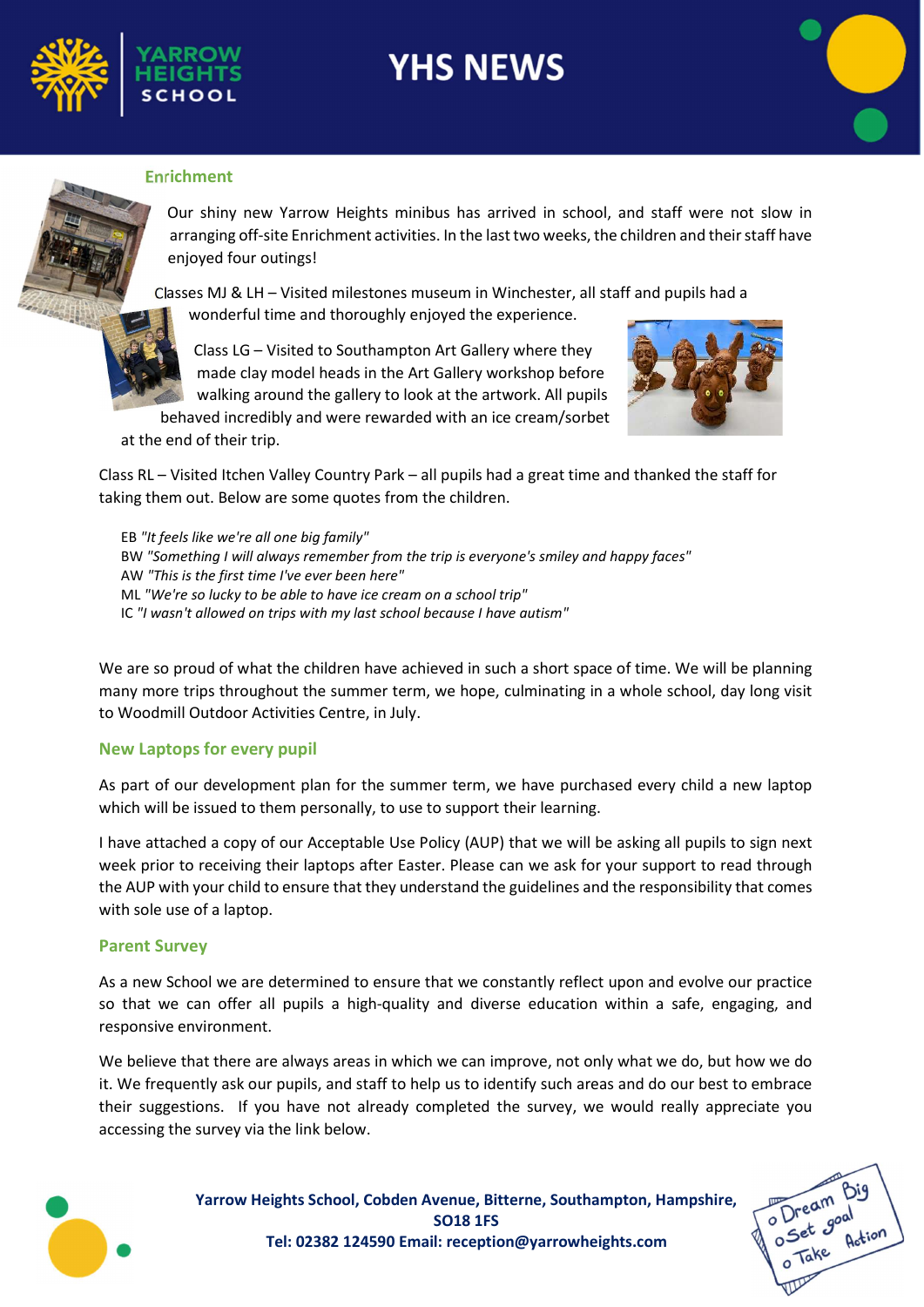## Enrichment

Our shiny new Yarrow Heights minibus has arrived in school, and staff were not slow in arranging off-site Enrichment activities. In the last two weeks, the children and their staff have enjoyed four outings!

Classes MJ & LH – Visited milestones museum in Winchester, all staff and pupils had a wonderful time and thoroughly enjoyed the experience.

Class LG – Visited to Southampton Art Gallery where they made clay model heads in the Art Gallery workshop before walking around the gallery to look at the artwork. All pupils behaved incredibly and were rewarded with an ice cream/sorbet at the end of their trip.

Class RL – Visited Itchen Valley Country Park – all pupils had a great time and thanked the staff for taking them out. Below are some quotes from the children.

EB *"It feels like we're all one big family"*
BW *"Something I will always remember from the trip is everyone's smiley and happy faces"*
AW *"This is the first time I've ever been here"*
ML *"We're so lucky to be able to have ice cream on a school trip"*
IC *"I wasn't allowed on trips with my last school because I have autism"*

We are so proud of what the children have achieved in such a short space of time. We will be planning many more trips throughout the summer term, we hope, culminating in a whole school, day long visit to Woodmill Outdoor Activities Centre, in July.

## New Laptops for every pupil

As part of our development plan for the summer term, we have purchased every child a new laptop which will be issued to them personally, to use to support their learning.

I have attached a copy of our Acceptable Use Policy (AUP) that we will be asking all pupils to sign next week prior to receiving their laptops after Easter. Please can we ask for your support to read through the AUP with your child to ensure that they understand the guidelines and the responsibility that comes with sole use of a laptop.

## Parent Survey

As a new School we are determined to ensure that we constantly reflect upon and evolve our practice so that we can offer all pupils a high-quality and diverse education within a safe, engaging, and responsive environment.

We believe that there are always areas in which we can improve, not only what we do, but how we do it. We frequently ask our pupils, and staff to help us to identify such areas and do our best to embrace their suggestions. If you have not already completed the survey, we would really appreciate you accessing the survey via the link below.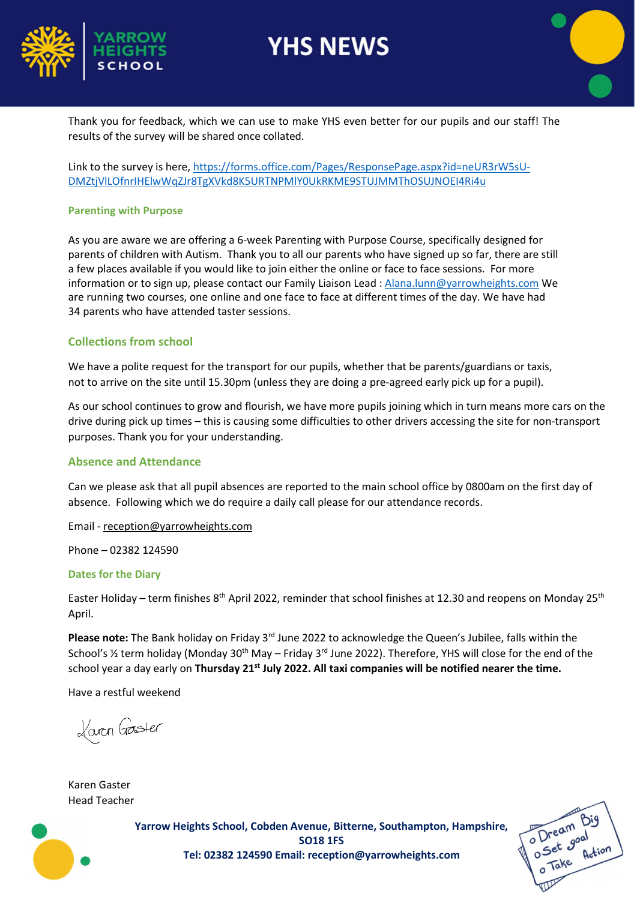Thank you for feedback, which we can use to make YHS even better for our pupils and our staff! The results of the survey will be shared once collated.

Link to the survey is here, https://forms.office.com/Pages/ResponsePage.aspx?id=neUR3rW5sU-DMZtjVlLOfnrlHElwWqZJr8TgXVkd8K5URTNPMlY0UkRKME9STUJMMThOSUJNOEI4Ri4u

### Parenting with Purpose

As you are aware we are offering a 6-week Parenting with Purpose Course, specifically designed for parents of children with Autism. Thank you to all our parents who have signed up so far, there are still a few places available if you would like to join either the online or face to face sessions. For more information or to sign up, please contact our Family Liaison Lead : Alana.lunn@yarrowheights.com We are running two courses, one online and one face to face at different times of the day. We have had 34 parents who have attended taster sessions.

### Collections from school

We have a polite request for the transport for our pupils, whether that be parents/guardians or taxis, not to arrive on the site until 15.30pm (unless they are doing a pre-agreed early pick up for a pupil).

As our school continues to grow and flourish, we have more pupils joining which in turn means more cars on the drive during pick up times – this is causing some difficulties to other drivers accessing the site for non-transport purposes. Thank you for your understanding.

### Absence and Attendance

Can we please ask that all pupil absences are reported to the main school office by 0800am on the first day of absence. Following which we do require a daily call please for our attendance records.

Email - reception@yarrowheights.com

Phone – 02382 124590

### Dates for the Diary

Easter Holiday – term finishes 8th April 2022, reminder that school finishes at 12.30 and reopens on Monday 25th April.

**Please note:** The Bank holiday on Friday 3rd June 2022 to acknowledge the Queen's Jubilee, falls within the School's ½ term holiday (Monday 30th May – Friday 3rd June 2022). Therefore, YHS will close for the end of the school year a day early on **Thursday 21st July 2022. All taxi companies will be notified nearer the time.**

Have a restful weekend

Karen Gaster

Karen Gaster
Head Teacher

**Yarrow Heights School, Cobden Avenue, Bitterne, Southampton, Hampshire, SO18 1FS**
**Tel: 02382 124590 Email: reception@yarrowheights.com**